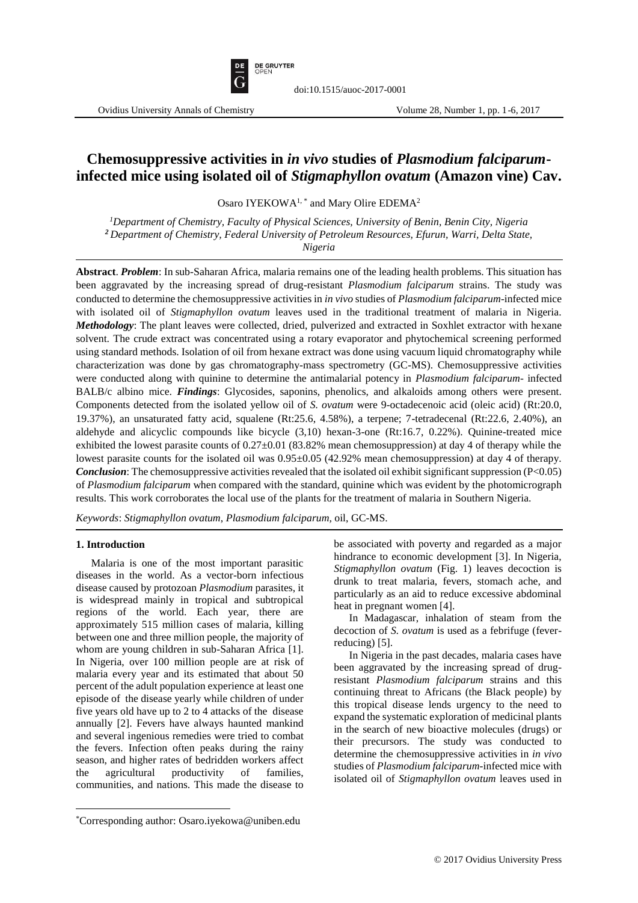# Chemosuppressive activities in *in vivo* studies of *Plasmodium falciparum*-infected mice using isolated oil of *Stigmaphyllon ovatum* (Amazon vine) Cav.

Osaro IYEKOWA[1,*] and Mary Olire EDEMA[2]

[1]*Department of Chemistry, Faculty of Physical Sciences, University of Benin, Benin City, Nigeria*
[2]*Department of Chemistry, Federal University of Petroleum Resources, Efurun, Warri, Delta State, Nigeria*

**Abstract**. ***Problem***: In sub-Saharan Africa, malaria remains one of the leading health problems. This situation has been aggravated by the increasing spread of drug-resistant *Plasmodium falciparum* strains. The study was conducted to determine the chemosuppressive activities in *in vivo* studies of *Plasmodium falciparum*-infected mice with isolated oil of *Stigmaphyllon ovatum* leaves used in the traditional treatment of malaria in Nigeria. ***Methodology***: The plant leaves were collected, dried, pulverized and extracted in Soxhlet extractor with hexane solvent. The crude extract was concentrated using a rotary evaporator and phytochemical screening performed using standard methods. Isolation of oil from hexane extract was done using vacuum liquid chromatography while characterization was done by gas chromatography-mass spectrometry (GC-MS). Chemosuppressive activities were conducted along with quinine to determine the antimalarial potency in *Plasmodium falciparum*- infected BALB/c albino mice. ***Findings***: Glycosides, saponins, phenolics, and alkaloids among others were present. Components detected from the isolated yellow oil of *S. ovatum* were 9-octadecenoic acid (oleic acid) (Rt:20.0, 19.37%), an unsaturated fatty acid, squalene (Rt:25.6, 4.58%), a terpene; 7-tetradecenal (Rt:22.6, 2.40%), an aldehyde and alicyclic compounds like bicycle (3,10) hexan-3-one (Rt:16.7, 0.22%). Quinine-treated mice exhibited the lowest parasite counts of 0.27±0.01 (83.82% mean chemosuppression) at day 4 of therapy while the lowest parasite counts for the isolated oil was 0.95±0.05 (42.92% mean chemosuppression) at day 4 of therapy. ***Conclusion***: The chemosuppressive activities revealed that the isolated oil exhibit significant suppression ($P<0.05$) of *Plasmodium falciparum* when compared with the standard, quinine which was evident by the photomicrograph results. This work corroborates the local use of the plants for the treatment of malaria in Southern Nigeria.

*Keywords*: *Stigmaphyllon ovatum*, *Plasmodium falciparum,* oil, GC-MS.

## 1. Introduction

Malaria is one of the most important parasitic diseases in the world. As a vector-born infectious disease caused by protozoan *Plasmodium* parasites, it is widespread mainly in tropical and subtropical regions of the world. Each year, there are approximately 515 million cases of malaria, killing between one and three million people, the majority of whom are young children in sub-Saharan Africa [1]. In Nigeria, over 100 million people are at risk of malaria every year and its estimated that about 50 percent of the adult population experience at least one episode of the disease yearly while children of under five years old have up to 2 to 4 attacks of the disease annually [2]. Fevers have always haunted mankind and several ingenious remedies were tried to combat the fevers. Infection often peaks during the rainy season, and higher rates of bedridden workers affect the agricultural productivity of families, communities, and nations. This made the disease to be associated with poverty and regarded as a major hindrance to economic development [3]. In Nigeria, *Stigmaphyllon ovatum* (Fig. 1) leaves decoction is drunk to treat malaria, fevers, stomach ache, and particularly as an aid to reduce excessive abdominal heat in pregnant women [4].

In Madagascar, inhalation of steam from the decoction of *S. ovatum* is used as a febrifuge (fever-reducing) [5].

In Nigeria in the past decades, malaria cases have been aggravated by the increasing spread of drug-resistant *Plasmodium falciparum* strains and this continuing threat to Africans (the Black people) by this tropical disease lends urgency to the need to expand the systematic exploration of medicinal plants in the search of new bioactive molecules (drugs) or their precursors. The study was conducted to determine the chemosuppressive activities in *in vivo* studies of *Plasmodium falciparum*-infected mice with isolated oil of *Stigmaphyllon ovatum* leaves used in

*Corresponding author: Osaro.iyekowa@uniben.edu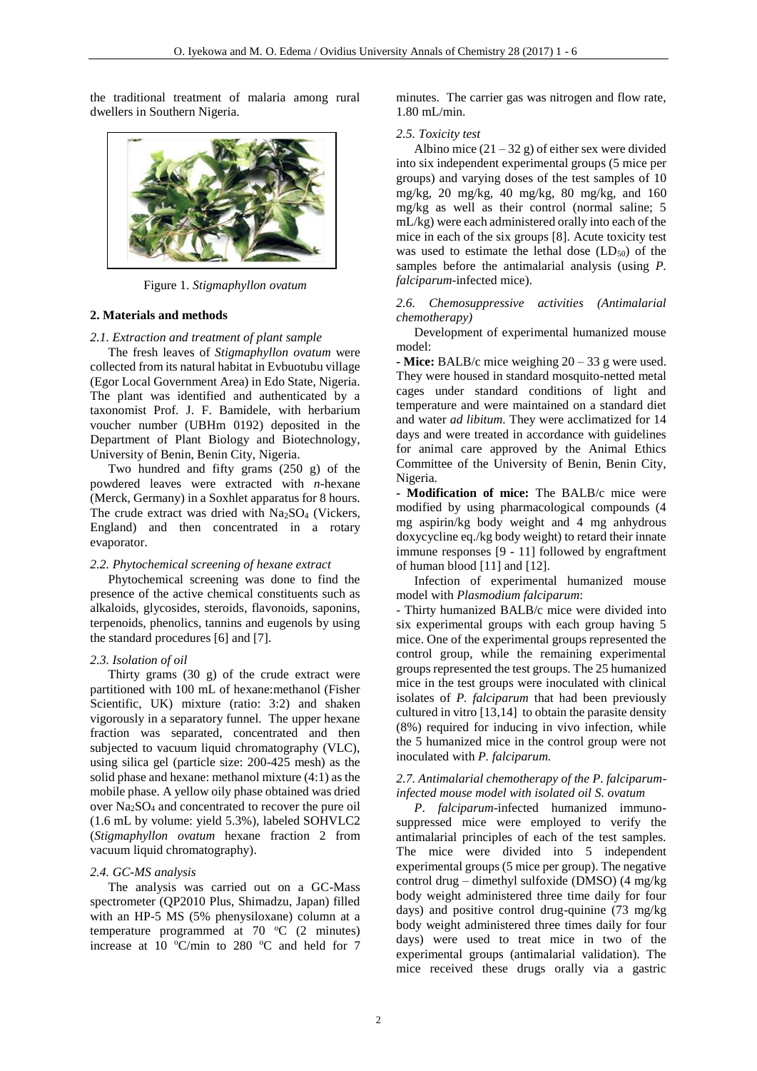the traditional treatment of malaria among rural dwellers in Southern Nigeria.

Figure 1. *Stigmaphyllon ovatum*

## 2. Materials and methods

### *2.1. Extraction and treatment of plant sample*

The fresh leaves of *Stigmaphyllon ovatum* were collected from its natural habitat in Evbuotubu village (Egor Local Government Area) in Edo State, Nigeria. The plant was identified and authenticated by a taxonomist Prof. J. F. Bamidele, with herbarium voucher number (UBHm 0192) deposited in the Department of Plant Biology and Biotechnology, University of Benin, Benin City, Nigeria.

Two hundred and fifty grams (250 g) of the powdered leaves were extracted with *n*-hexane (Merck, Germany) in a Soxhlet apparatus for 8 hours. The crude extract was dried with $Na_2SO_4$ (Vickers, England) and then concentrated in a rotary evaporator.

### *2.2. Phytochemical screening of hexane extract*

Phytochemical screening was done to find the presence of the active chemical constituents such as alkaloids, glycosides, steroids, flavonoids, saponins, terpenoids, phenolics, tannins and eugenols by using the standard procedures [6] and [7].

### *2.3. Isolation of oil*

Thirty grams (30 g) of the crude extract were partitioned with 100 mL of hexane:methanol (Fisher Scientific, UK) mixture (ratio: 3:2) and shaken vigorously in a separatory funnel. The upper hexane fraction was separated, concentrated and then subjected to vacuum liquid chromatography (VLC), using silica gel (particle size: 200-425 mesh) as the solid phase and hexane: methanol mixture (4:1) as the mobile phase. A yellow oily phase obtained was dried over $Na_2SO_4$ and concentrated to recover the pure oil (1.6 mL by volume: yield 5.3%), labeled SOHVLC2 (*Stigmaphyllon ovatum* hexane fraction 2 from vacuum liquid chromatography).

### *2.4. GC-MS analysis*

The analysis was carried out on a GC-Mass spectrometer (QP2010 Plus, Shimadzu, Japan) filled with an HP-5 MS (5% phenysiloxane) column at a temperature programmed at 70 $^oC$ (2 minutes) increase at 10 $^oC$/min to 280 $^oC$ and held for 7 minutes. The carrier gas was nitrogen and flow rate, 1.80 mL/min.

### *2.5. Toxicity test*

Albino mice (21 – 32 g) of either sex were divided into six independent experimental groups (5 mice per groups) and varying doses of the test samples of 10 mg/kg, 20 mg/kg, 40 mg/kg, 80 mg/kg, and 160 mg/kg as well as their control (normal saline; 5 mL/kg) were each administered orally into each of the mice in each of the six groups [8]. Acute toxicity test was used to estimate the lethal dose ($LD_{50}$) of the samples before the antimalarial analysis (using *P. falciparum*-infected mice).

### *2.6. Chemosuppressive activities (Antimalarial chemotherapy)*

Development of experimental humanized mouse model:

**- Mice:** BALB/c mice weighing 20 – 33 g were used. They were housed in standard mosquito-netted metal cages under standard conditions of light and temperature and were maintained on a standard diet and water *ad libitum*. They were acclimatized for 14 days and were treated in accordance with guidelines for animal care approved by the Animal Ethics Committee of the University of Benin, Benin City, Nigeria.

**- Modification of mice:** The BALB/c mice were modified by using pharmacological compounds (4 mg aspirin/kg body weight and 4 mg anhydrous doxycycline eq./kg body weight) to retard their innate immune responses [9 - 11] followed by engraftment of human blood [11] and [12].

Infection of experimental humanized mouse model with *Plasmodium falciparum*:

- Thirty humanized BALB/c mice were divided into six experimental groups with each group having 5 mice. One of the experimental groups represented the control group, while the remaining experimental groups represented the test groups. The 25 humanized mice in the test groups were inoculated with clinical isolates of *P. falciparum* that had been previously cultured in vitro [13,14] to obtain the parasite density (8%) required for inducing in vivo infection, while the 5 humanized mice in the control group were not inoculated with *P. falciparum.*

### *2.7. Antimalarial chemotherapy of the P. falciparum-infected mouse model with isolated oil S. ovatum*

*P*. *falciparum*-infected humanized immuno-suppressed mice were employed to verify the antimalarial principles of each of the test samples. The mice were divided into 5 independent experimental groups (5 mice per group). The negative control drug – dimethyl sulfoxide (DMSO) (4 mg/kg body weight administered three time daily for four days) and positive control drug-quinine (73 mg/kg body weight administered three times daily for four days) were used to treat mice in two of the experimental groups (antimalarial validation). The mice received these drugs orally via a gastric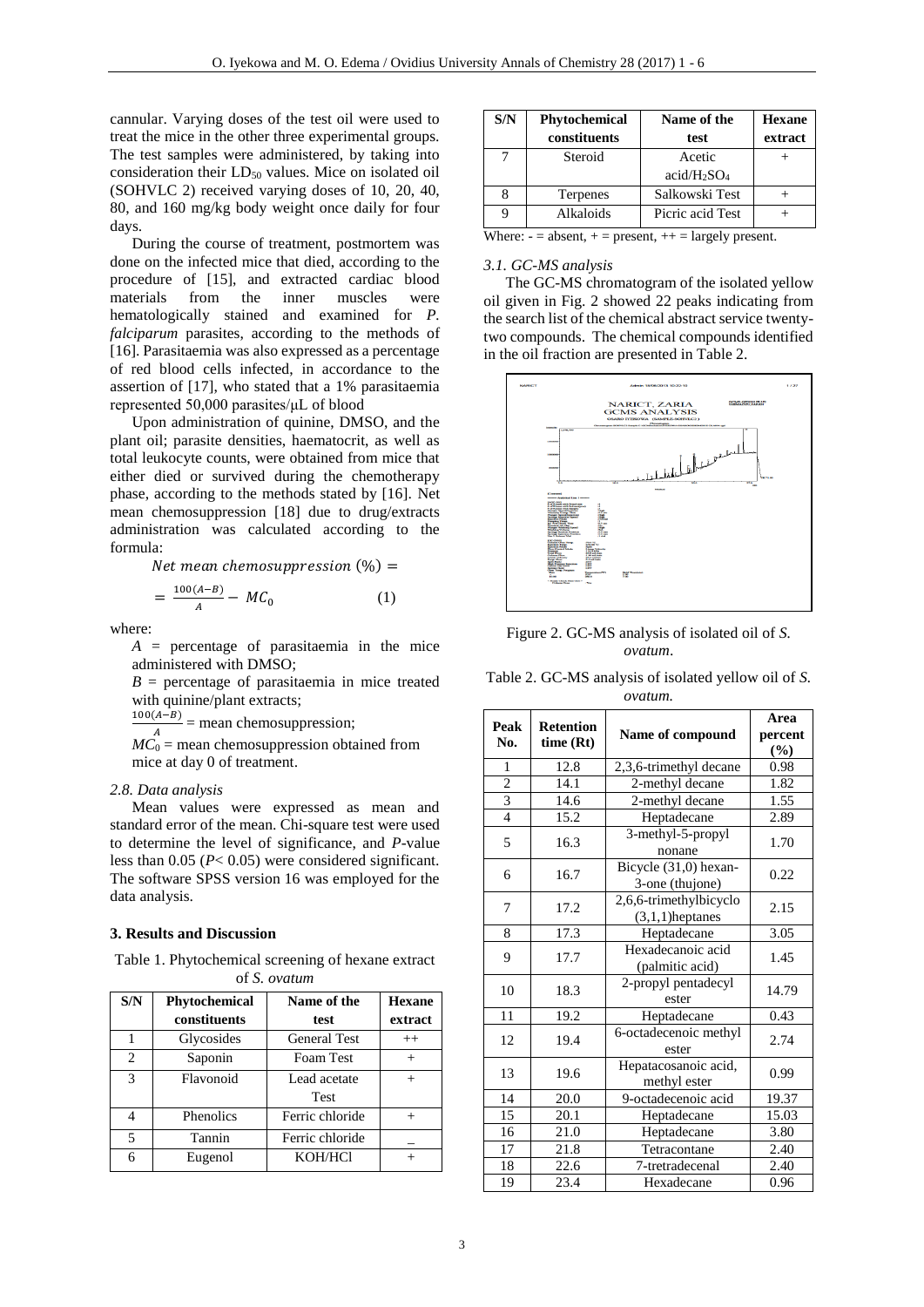cannular. Varying doses of the test oil were used to treat the mice in the other three experimental groups. The test samples were administered, by taking into consideration their $LD_{50}$ values. Mice on isolated oil (SOHVLC 2) received varying doses of 10, 20, 40, 80, and 160 mg/kg body weight once daily for four days.

During the course of treatment, postmortem was done on the infected mice that died, according to the procedure of [15], and extracted cardiac blood materials from the inner muscles were hematologically stained and examined for *P. falciparum* parasites, according to the methods of [16]. Parasitaemia was also expressed as a percentage of red blood cells infected, in accordance to the assertion of [17], who stated that a 1% parasitaemia represented 50,000 parasites/μL of blood

Upon administration of quinine, DMSO, and the plant oil; parasite densities, haematocrit, as well as total leukocyte counts, were obtained from mice that either died or survived during the chemotherapy phase, according to the methods stated by [16]. Net mean chemosuppression [18] due to drug/extracts administration was calculated according to the formula:

$$Net\ mean\ chemosuppression\ (\%) = \frac{100(A-B)}{A} - MC_0 \quad (1)$$

where:

$A$ = percentage of parasitaemia in the mice administered with DMSO;

$B$ = percentage of parasitaemia in mice treated with quinine/plant extracts;

$\frac{100(A-B)}{A}$ = mean chemosuppression;

$MC_0$ = mean chemosuppression obtained from mice at day 0 of treatment.

*2.8. Data analysis*

Mean values were expressed as mean and standard error of the mean. Chi-square test were used to determine the level of significance, and *P*-value less than 0.05 ($P$< 0.05) were considered significant. The software SPSS version 16 was employed for the data analysis.

### 3. Results and Discussion

Table 1. Phytochemical screening of hexane extract of *S. ovatum*

| S/N | Phytochemical constituents | Name of the test | Hexane extract |
|---|---|---|---|
| 1 | Glycosides | General Test | ++ |
| 2 | Saponin | Foam Test | + |
| 3 | Flavonoid | Lead acetate Test | + |
| 4 | Phenolics | Ferric chloride | + |
| 5 | Tannin | Ferric chloride | _ |
| 6 | Eugenol | KOH/HCl | + |
| 7 | Steroid | Acetic acid/$H_2SO_4$ | + |
| 8 | Terpenes | Salkowski Test | + |
| 9 | Alkaloids | Picric acid Test | + |

Where: - = absent, + = present, ++ = largely present.

*3.1. GC-MS analysis*

The GC-MS chromatogram of the isolated yellow oil given in Fig. 2 showed 22 peaks indicating from the search list of the chemical abstract service twenty-two compounds. The chemical compounds identified in the oil fraction are presented in Table 2.

Figure 2. GC-MS analysis of isolated oil of *S. ovatum*.

Table 2. GC-MS analysis of isolated yellow oil of *S. ovatum.*

| Peak No. | Retention time (Rt) | Name of compound | Area percent (%) |
|---|---|---|---|
| 1 | 12.8 | 2,3,6-trimethyl decane | 0.98 |
| 2 | 14.1 | 2-methyl decane | 1.82 |
| 3 | 14.6 | 2-methyl decane | 1.55 |
| 4 | 15.2 | Heptadecane | 2.89 |
| 5 | 16.3 | 3-methyl-5-propyl nonane | 1.70 |
| 6 | 16.7 | Bicycle (31,0) hexan-3-one (thujone) | 0.22 |
| 7 | 17.2 | 2,6,6-trimethylbicyclo (3,1,1)heptanes | 2.15 |
| 8 | 17.3 | Heptadecane | 3.05 |
| 9 | 17.7 | Hexadecanoic acid (palmitic acid) | 1.45 |
| 10 | 18.3 | 2-propyl pentadecyl ester | 14.79 |
| 11 | 19.2 | Heptadecane | 0.43 |
| 12 | 19.4 | 6-octadecenoic methyl ester | 2.74 |
| 13 | 19.6 | Hepatacosanoic acid, methyl ester | 0.99 |
| 14 | 20.0 | 9-octadecenoic acid | 19.37 |
| 15 | 20.1 | Heptadecane | 15.03 |
| 16 | 21.0 | Heptadecane | 3.80 |
| 17 | 21.8 | Tetracontane | 2.40 |
| 18 | 22.6 | 7-tretradecenal | 2.40 |
| 19 | 23.4 | Hexadecane | 0.96 |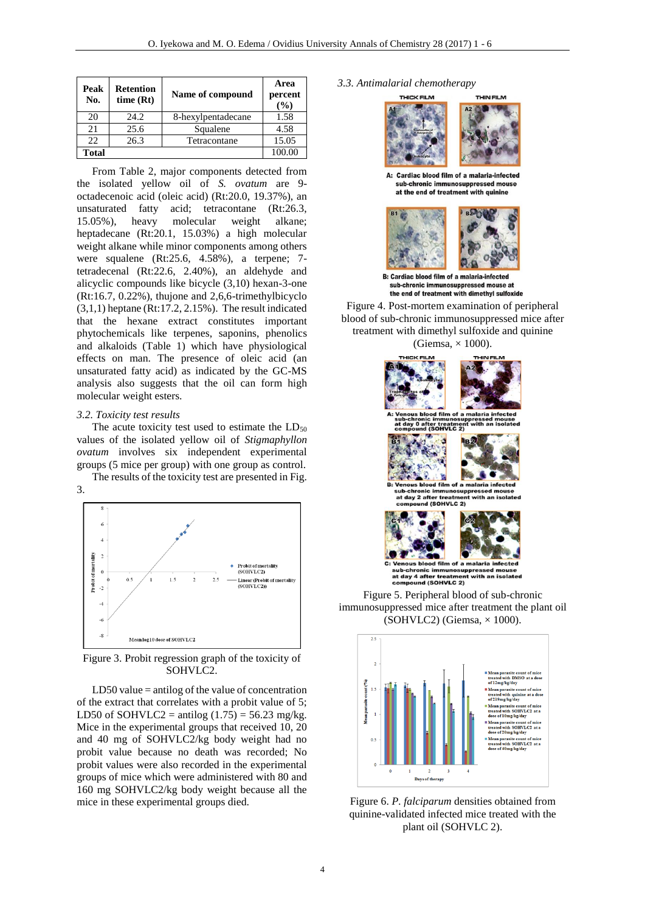| Peak No. | Retention time (Rt) | Name of compound | Area percent (%) |
|---|---|---|---|
| 20 | 24.2 | 8-hexylpentadecane | 1.58 |
| 21 | 25.6 | Squalene | 4.58 |
| 22 | 26.3 | Tetracontane | 15.05 |
| **Total** | | | 100.00 |

From Table 2, major components detected from the isolated yellow oil of *S. ovatum* are 9-octadecenoic acid (oleic acid) (Rt:20.0, 19.37%), an unsaturated fatty acid; tetracontane (Rt:26.3, 15.05%), heavy molecular weight alkane; heptadecane (Rt:20.1, 15.03%) a high molecular weight alkane while minor components among others were squalene (Rt:25.6, 4.58%), a terpene; 7-tetradecenal (Rt:22.6, 2.40%), an aldehyde and alicyclic compounds like bicycle (3,10) hexan-3-one (Rt:16.7, 0.22%), thujone and 2,6,6-trimethylbicyclo (3,1,1) heptane (Rt:17.2, 2.15%). The result indicated that the hexane extract constitutes important phytochemicals like terpenes, saponins, phenolics and alkaloids (Table 1) which have physiological effects on man. The presence of oleic acid (an unsaturated fatty acid) as indicated by the GC-MS analysis also suggests that the oil can form high molecular weight esters.

### 3.2. Toxicity test results

The acute toxicity test used to estimate the $LD_{50}$ values of the isolated yellow oil of *Stigmaphyllon ovatum* involves six independent experimental groups (5 mice per group) with one group as control.

The results of the toxicity test are presented in Fig. 3.

Figure 3. Probit regression graph of the toxicity of SOHVLC2.

LD50 value = antilog of the value of concentration of the extract that correlates with a probit value of 5; LD50 of SOHVLC2 = antilog (1.75) = 56.23 mg/kg. Mice in the experimental groups that received 10, 20 and 40 mg of SOHVLC2/kg body weight had no probit value because no death was recorded; No probit values were also recorded in the experimental groups of mice which were administered with 80 and 160 mg SOHVLC2/kg body weight because all the mice in these experimental groups died.

### 3.3. Antimalarial chemotherapy

Figure 4. Post-mortem examination of peripheral blood of sub-chronic immunosuppressed mice after treatment with dimethyl sulfoxide and quinine (Giemsa, × 1000).

Figure 5. Peripheral blood of sub-chronic immunosuppressed mice after treatment the plant oil (SOHVLC2) (Giemsa, × 1000).

Figure 6. *P. falciparum* densities obtained from quinine-validated infected mice treated with the plant oil (SOHVLC 2).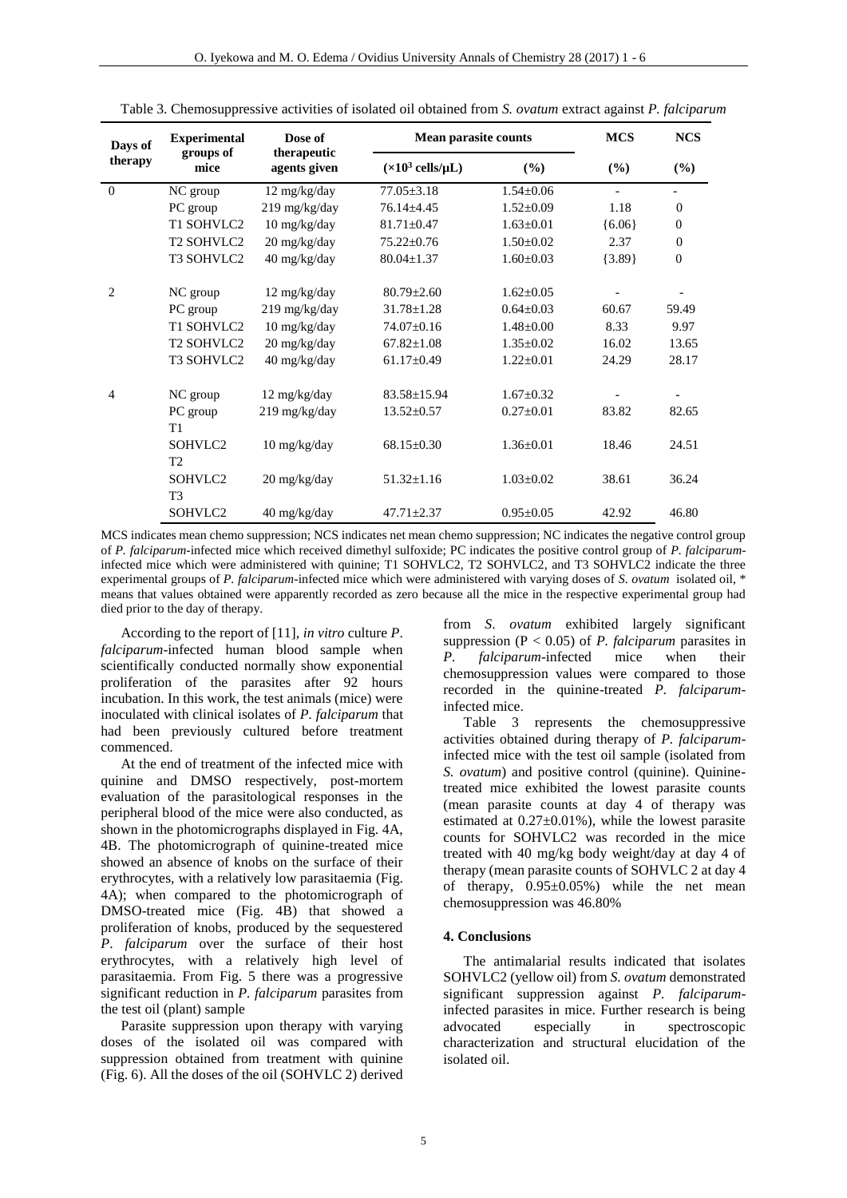Table 3. Chemosuppressive activities of isolated oil obtained from *S. ovatum* extract against *P. falciparum*

| Days of therapy | Experimental groups of mice | Dose of therapeutic agents given | Mean parasite counts | | MCS | NCS |
|---|---|---|---|---|---|---|
| | | | ($\times 10^3$ cells/μL) | (%) | (%) | (%) |
| 0 | NC group | 12 mg/kg/day | 77.05±3.18 | 1.54±0.06 | - | - |
| | PC group | 219 mg/kg/day | 76.14±4.45 | 1.52±0.09 | 1.18 | 0 |
| | T1 SOHVLC2 | 10 mg/kg/day | 81.71±0.47 | 1.63±0.01 | {6.06} | 0 |
| | T2 SOHVLC2 | 20 mg/kg/day | 75.22±0.76 | 1.50±0.02 | 2.37 | 0 |
| | T3 SOHVLC2 | 40 mg/kg/day | 80.04±1.37 | 1.60±0.03 | {3.89} | 0 |
| 2 | NC group | 12 mg/kg/day | 80.79±2.60 | 1.62±0.05 | - | - |
| | PC group | 219 mg/kg/day | 31.78±1.28 | 0.64±0.03 | 60.67 | 59.49 |
| | T1 SOHVLC2 | 10 mg/kg/day | 74.07±0.16 | 1.48±0.00 | 8.33 | 9.97 |
| | T2 SOHVLC2 | 20 mg/kg/day | 67.82±1.08 | 1.35±0.02 | 16.02 | 13.65 |
| | T3 SOHVLC2 | 40 mg/kg/day | 61.17±0.49 | 1.22±0.01 | 24.29 | 28.17 |
| 4 | NC group | 12 mg/kg/day | 83.58±15.94 | 1.67±0.32 | - | - |
| | PC group | 219 mg/kg/day | 13.52±0.57 | 0.27±0.01 | 83.82 | 82.65 |
| | T1 SOHVLC2 | 10 mg/kg/day | 68.15±0.30 | 1.36±0.01 | 18.46 | 24.51 |
| | T2 SOHVLC2 | 20 mg/kg/day | 51.32±1.16 | 1.03±0.02 | 38.61 | 36.24 |
| | T3 SOHVLC2 | 40 mg/kg/day | 47.71±2.37 | 0.95±0.05 | 42.92 | 46.80 |

MCS indicates mean chemo suppression; NCS indicates net mean chemo suppression; NC indicates the negative control group of *P. falciparum*-infected mice which received dimethyl sulfoxide; PC indicates the positive control group of *P. falciparum*-infected mice which were administered with quinine; T1 SOHVLC2, T2 SOHVLC2, and T3 SOHVLC2 indicate the three experimental groups of *P. falciparum*-infected mice which were administered with varying doses of *S. ovatum* isolated oil, * means that values obtained were apparently recorded as zero because all the mice in the respective experimental group had died prior to the day of therapy.

According to the report of [11], *in vitro* culture *P. falciparum*-infected human blood sample when scientifically conducted normally show exponential proliferation of the parasites after 92 hours incubation. In this work, the test animals (mice) were inoculated with clinical isolates of *P. falciparum* that had been previously cultured before treatment commenced.

At the end of treatment of the infected mice with quinine and DMSO respectively, post-mortem evaluation of the parasitological responses in the peripheral blood of the mice were also conducted, as shown in the photomicrographs displayed in Fig. 4A, 4B. The photomicrograph of quinine-treated mice showed an absence of knobs on the surface of their erythrocytes, with a relatively low parasitaemia (Fig. 4A); when compared to the photomicrograph of DMSO-treated mice (Fig. 4B) that showed a proliferation of knobs, produced by the sequestered *P. falciparum* over the surface of their host erythrocytes, with a relatively high level of parasitaemia. From Fig. 5 there was a progressive significant reduction in *P. falciparum* parasites from the test oil (plant) sample

Parasite suppression upon therapy with varying doses of the isolated oil was compared with suppression obtained from treatment with quinine (Fig. 6). All the doses of the oil (SOHVLC 2) derived from *S. ovatum* exhibited largely significant suppression ($P < 0.05$) of *P. falciparum* parasites in *P. falciparum*-infected mice when their chemosuppression values were compared to those recorded in the quinine-treated *P. falciparum*-infected mice.

Table 3 represents the chemosuppressive activities obtained during therapy of *P. falciparum*-infected mice with the test oil sample (isolated from *S. ovatum*) and positive control (quinine). Quinine-treated mice exhibited the lowest parasite counts (mean parasite counts at day 4 of therapy was estimated at 0.27±0.01%), while the lowest parasite counts for SOHVLC2 was recorded in the mice treated with 40 mg/kg body weight/day at day 4 of therapy (mean parasite counts of SOHVLC 2 at day 4 of therapy, 0.95±0.05%) while the net mean chemosuppression was 46.80%

## 4. Conclusions

The antimalarial results indicated that isolates SOHVLC2 (yellow oil) from *S. ovatum* demonstrated significant suppression against *P. falciparum*-infected parasites in mice. Further research is being advocated especially in spectroscopic characterization and structural elucidation of the isolated oil.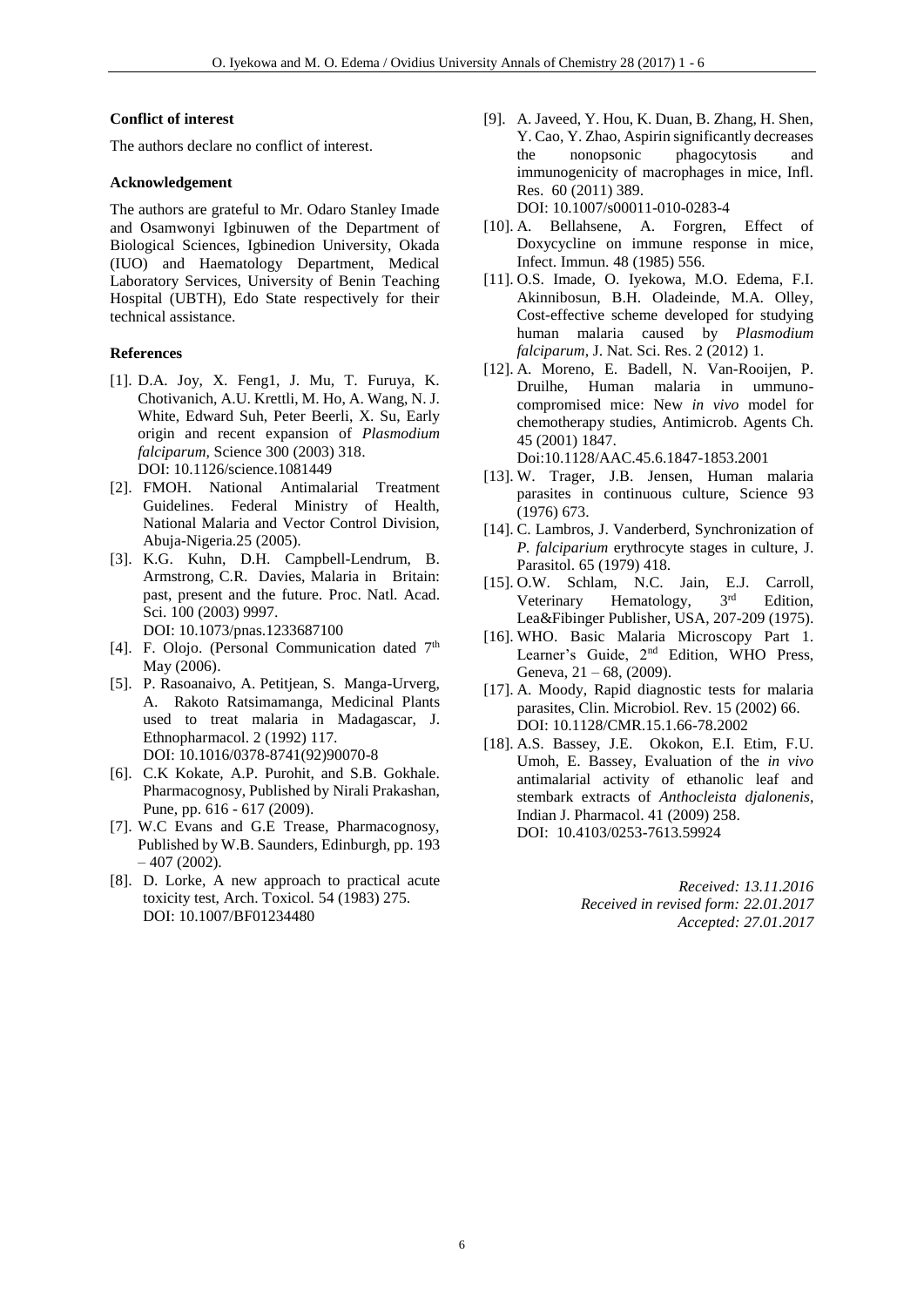### Conflict of interest

The authors declare no conflict of interest.

### Acknowledgement

The authors are grateful to Mr. Odaro Stanley Imade and Osamwonyi Igbinuwen of the Department of Biological Sciences, Igbinedion University, Okada (IUO) and Haematology Department, Medical Laboratory Services, University of Benin Teaching Hospital (UBTH), Edo State respectively for their technical assistance.

### References

[1]. D.A. Joy, X. Feng1, J. Mu, T. Furuya, K. Chotivanich, A.U. Krettli, M. Ho, A. Wang, N. J. White, Edward Suh, Peter Beerli, X. Su, Early origin and recent expansion of *Plasmodium falciparum*, Science 300 (2003) 318. DOI: 10.1126/science.1081449

[2]. FMOH. National Antimalarial Treatment Guidelines. Federal Ministry of Health, National Malaria and Vector Control Division, Abuja-Nigeria.25 (2005).

[3]. K.G. Kuhn, D.H. Campbell-Lendrum, B. Armstrong, C.R. Davies, Malaria in Britain: past, present and the future. Proc. Natl. Acad. Sci. 100 (2003) 9997. DOI: 10.1073/pnas.1233687100

[4]. F. Olojo. (Personal Communication dated 7th May (2006).

[5]. P. Rasoanaivo, A. Petitjean, S. Manga-Urverg, A. Rakoto Ratsimamanga, Medicinal Plants used to treat malaria in Madagascar, J. Ethnopharmacol. 2 (1992) 117. DOI: 10.1016/0378-8741(92)90070-8

[6]. C.K Kokate, A.P. Purohit, and S.B. Gokhale. Pharmacognosy, Published by Nirali Prakashan, Pune, pp. 616 - 617 (2009).

[7]. W.C Evans and G.E Trease, Pharmacognosy, Published by W.B. Saunders, Edinburgh, pp. 193 – 407 (2002).

[8]. D. Lorke, A new approach to practical acute toxicity test, Arch. Toxicol. 54 (1983) 275. DOI: 10.1007/BF01234480

[9]. A. Javeed, Y. Hou, K. Duan, B. Zhang, H. Shen, Y. Cao, Y. Zhao, Aspirin significantly decreases the nonopsonic phagocytosis and immunogenicity of macrophages in mice, Infl. Res. 60 (2011) 389. DOI: 10.1007/s00011-010-0283-4

[10]. A. Bellahsene, A. Forgren, Effect of Doxycycline on immune response in mice, Infect. Immun. 48 (1985) 556.

[11]. O.S. Imade, O. Iyekowa, M.O. Edema, F.I. Akinnibosun, B.H. Oladeinde, M.A. Olley, Cost-effective scheme developed for studying human malaria caused by *Plasmodium falciparum*, J. Nat. Sci. Res. 2 (2012) 1.

[12]. A. Moreno, E. Badell, N. Van-Rooijen, P. Druilhe, Human malaria in ummuno-compromised mice: New *in vivo* model for chemotherapy studies, Antimicrob. Agents Ch. 45 (2001) 1847. Doi:10.1128/AAC.45.6.1847-1853.2001

[13]. W. Trager, J.B. Jensen, Human malaria parasites in continuous culture, Science 93 (1976) 673.

[14]. C. Lambros, J. Vanderberd, Synchronization of *P. falciparium* erythrocyte stages in culture, J. Parasitol. 65 (1979) 418.

[15]. O.W. Schlam, N.C. Jain, E.J. Carroll, Veterinary Hematology, 3rd Edition, Lea&Fibinger Publisher, USA, 207-209 (1975).

[16]. WHO. Basic Malaria Microscopy Part 1. Learner's Guide, 2nd Edition, WHO Press, Geneva, 21 – 68, (2009).

[17]. A. Moody, Rapid diagnostic tests for malaria parasites, Clin. Microbiol. Rev. 15 (2002) 66. DOI: 10.1128/CMR.15.1.66-78.2002

[18]. A.S. Bassey, J.E. Okokon, E.I. Etim, F.U. Umoh, E. Bassey, Evaluation of the *in vivo* antimalarial activity of ethanolic leaf and stembark extracts of *Anthocleista djalonenis*, Indian J. Pharmacol. 41 (2009) 258. DOI: 10.4103/0253-7613.59924

*Received: 13.11.2016*
*Received in revised form: 22.01.2017*
*Accepted: 27.01.2017*